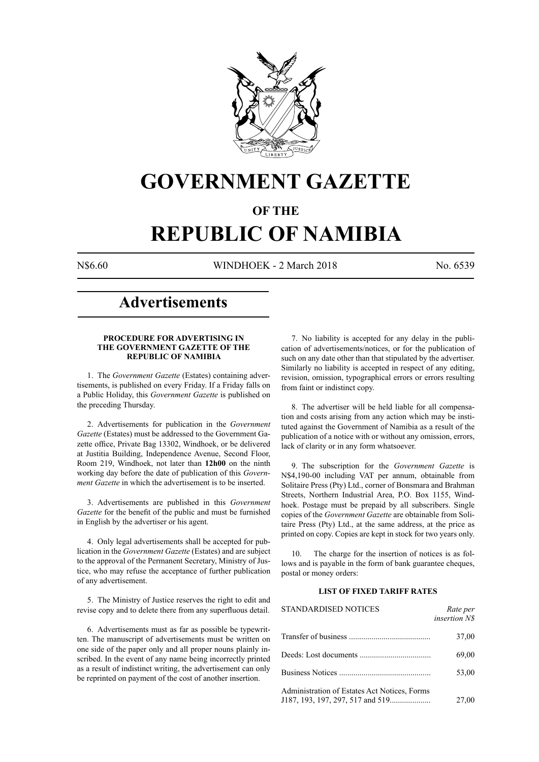# GOVERNMENT GAZETTE

## OF THE

# REPUBLIC OF NAMIBIA

N$6.60 WINDHOEK - 2 March 2018 No. 6539

## Advertisements

### PROCEDURE FOR ADVERTISING IN THE GOVERNMENT GAZETTE OF THE REPUBLIC OF NAMIBIA

1. The *Government Gazette* (Estates) containing advertisements, is published on every Friday. If a Friday falls on a Public Holiday, this *Government Gazette* is published on the preceding Thursday.

2. Advertisements for publication in the *Government Gazette* (Estates) must be addressed to the Government Gazette office, Private Bag 13302, Windhoek, or be delivered at Justitia Building, Independence Avenue, Second Floor, Room 219, Windhoek, not later than **12h00** on the ninth working day before the date of publication of this *Government Gazette* in which the advertisement is to be inserted.

3. Advertisements are published in this *Government Gazette* for the benefit of the public and must be furnished in English by the advertiser or his agent.

4. Only legal advertisements shall be accepted for publication in the *Government Gazette* (Estates) and are subject to the approval of the Permanent Secretary, Ministry of Justice, who may refuse the acceptance of further publication of any advertisement.

5. The Ministry of Justice reserves the right to edit and revise copy and to delete there from any superfluous detail.

6. Advertisements must as far as possible be typewritten. The manuscript of advertisements must be written on one side of the paper only and all proper nouns plainly inscribed. In the event of any name being incorrectly printed as a result of indistinct writing, the advertisement can only be reprinted on payment of the cost of another insertion.

7. No liability is accepted for any delay in the publication of advertisements/notices, or for the publication of such on any date other than that stipulated by the advertiser. Similarly no liability is accepted in respect of any editing, revision, omission, typographical errors or errors resulting from faint or indistinct copy.

8. The advertiser will be held liable for all compensation and costs arising from any action which may be instituted against the Government of Namibia as a result of the publication of a notice with or without any omission, errors, lack of clarity or in any form whatsoever.

9. The subscription for the *Government Gazette* is N$4,190-00 including VAT per annum, obtainable from Solitaire Press (Pty) Ltd., corner of Bonsmara and Brahman Streets, Northern Industrial Area, P.O. Box 1155, Windhoek. Postage must be prepaid by all subscribers. Single copies of the *Government Gazette* are obtainable from Solitaire Press (Pty) Ltd., at the same address, at the price as printed on copy. Copies are kept in stock for two years only.

10. The charge for the insertion of notices is as follows and is payable in the form of bank guarantee cheques, postal or money orders:

#### LIST OF FIXED TARIFF RATES

| STANDARDISED NOTICES | *Rate per insertion N$* |
|---|---|
| Transfer of business | 37,00 |
| Deeds: Lost documents | 69,00 |
| Business Notices | 53,00 |
| Administration of Estates Act Notices, Forms J187, 193, 197, 297, 517 and 519 | 27,00 |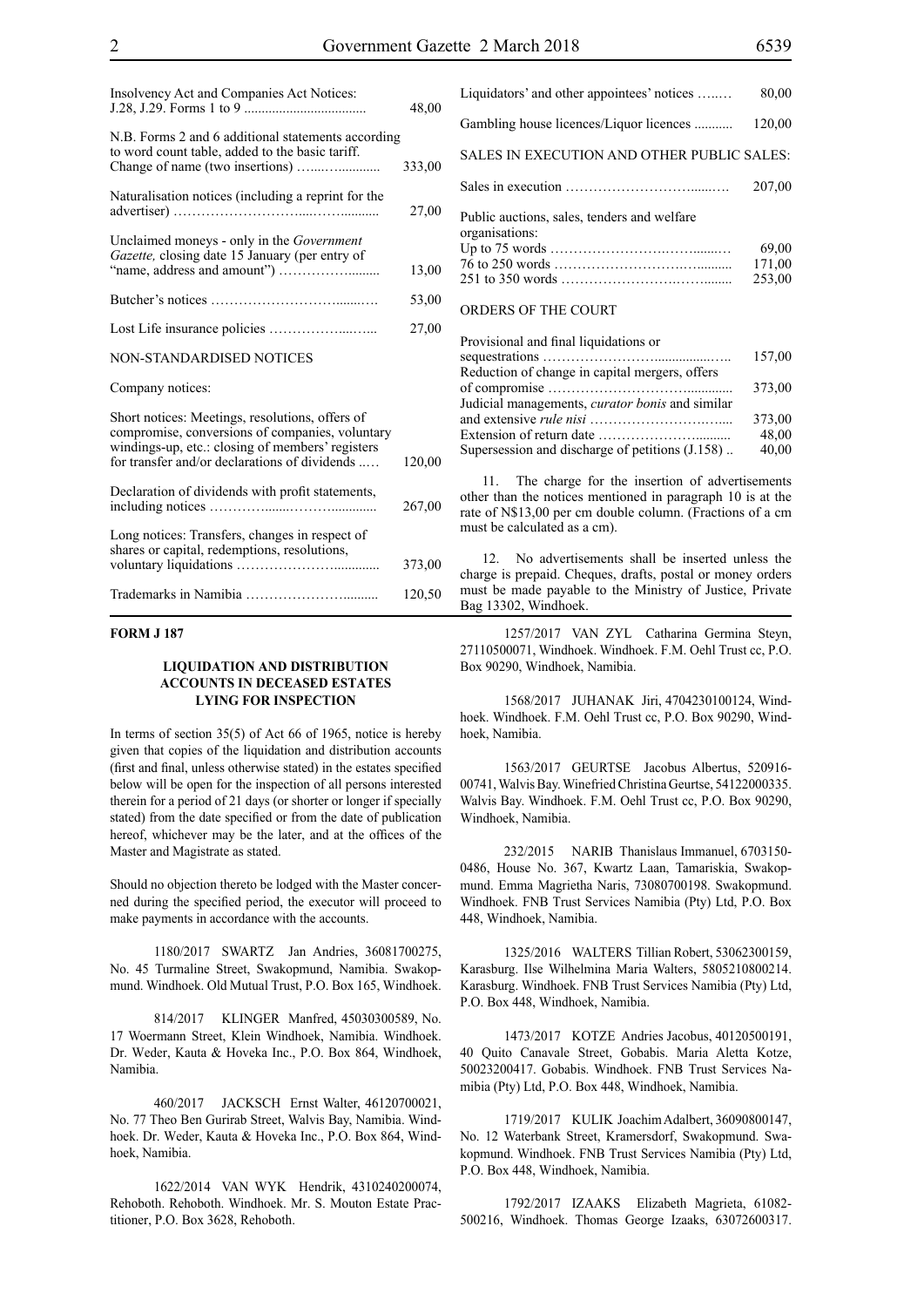| | |
|---|---|
| Insolvency Act and Companies Act Notices: J.28, J.29. Forms 1 to 9 | 48,00 |
| N.B. Forms 2 and 6 additional statements according to word count table, added to the basic tariff. Change of name (two insertions) | 333,00 |
| Naturalisation notices (including a reprint for the advertiser) | 27,00 |
| Unclaimed moneys - only in the *Government Gazette,* closing date 15 January (per entry of "name, address and amount") | 13,00 |
| Butcher's notices | 53,00 |
| Lost Life insurance policies | 27,00 |

NON-STANDARDISED NOTICES

Company notices:

| | |
|---|---|
| Short notices: Meetings, resolutions, offers of compromise, conversions of companies, voluntary windings-up, etc.: closing of members' registers for transfer and/or declarations of dividends | 120,00 |
| Declaration of dividends with profit statements, including notices | 267,00 |
| Long notices: Transfers, changes in respect of shares or capital, redemptions, resolutions, voluntary liquidations | 373,00 |
| Trademarks in Namibia | 120,50 |
| Liquidators' and other appointees' notices | 80,00 |
| Gambling house licences/Liquor licences | 120,00 |

SALES IN EXECUTION AND OTHER PUBLIC SALES:

| | |
|---|---|
| Sales in execution | 207,00 |
| Public auctions, sales, tenders and welfare organisations: | |
| Up to 75 words | 69,00 |
| 76 to 250 words | 171,00 |
| 251 to 350 words | 253,00 |

ORDERS OF THE COURT

| | |
|---|---|
| Provisional and final liquidations or sequestrations | 157,00 |
| Reduction of change in capital mergers, offers of compromise | 373,00 |
| Judicial managements, *curator bonis* and similar and extensive *rule nisi* | 373,00 |
| Extension of return date | 48,00 |
| Supersession and discharge of petitions (J.158) | 40,00 |

11. The charge for the insertion of advertisements other than the notices mentioned in paragraph 10 is at the rate of N$13,00 per cm double column. (Fractions of a cm must be calculated as a cm).

12. No advertisements shall be inserted unless the charge is prepaid. Cheques, drafts, postal or money orders must be made payable to the Ministry of Justice, Private Bag 13302, Windhoek.

**FORM J 187**

**LIQUIDATION AND DISTRIBUTION ACCOUNTS IN DECEASED ESTATES LYING FOR INSPECTION**

In terms of section 35(5) of Act 66 of 1965, notice is hereby given that copies of the liquidation and distribution accounts (first and final, unless otherwise stated) in the estates specified below will be open for the inspection of all persons interested therein for a period of 21 days (or shorter or longer if specially stated) from the date specified or from the date of publication hereof, whichever may be the later, and at the offices of the Master and Magistrate as stated.

Should no objection thereto be lodged with the Master concerned during the specified period, the executor will proceed to make payments in accordance with the accounts.

1180/2017 SWARTZ Jan Andries, 36081700275, No. 45 Turmaline Street, Swakopmund, Namibia. Swakopmund. Windhoek. Old Mutual Trust, P.O. Box 165, Windhoek.

814/2017 KLINGER Manfred, 45030300589, No. 17 Woermann Street, Klein Windhoek, Namibia. Windhoek. Dr. Weder, Kauta & Hoveka Inc., P.O. Box 864, Windhoek, Namibia.

460/2017 JACKSCH Ernst Walter, 46120700021, No. 77 Theo Ben Gurirab Street, Walvis Bay, Namibia. Windhoek. Dr. Weder, Kauta & Hoveka Inc., P.O. Box 864, Windhoek, Namibia.

1622/2014 VAN WYK Hendrik, 4310240200074, Rehoboth. Rehoboth. Windhoek. Mr. S. Mouton Estate Practitioner, P.O. Box 3628, Rehoboth.

1257/2017 VAN ZYL Catharina Germina Steyn, 27110500071, Windhoek. Windhoek. F.M. Oehl Trust cc, P.O. Box 90290, Windhoek, Namibia.

1568/2017 JUHANAK Jiri, 4704230100124, Windhoek. Windhoek. F.M. Oehl Trust cc, P.O. Box 90290, Windhoek, Namibia.

1563/2017 GEURTSE Jacobus Albertus, 520916-00741, Walvis Bay. Winefried Christina Geurtse, 54122000335. Walvis Bay. Windhoek. F.M. Oehl Trust cc, P.O. Box 90290, Windhoek, Namibia.

232/2015 NARIB Thanislaus Immanuel, 6703150-0486, House No. 367, Kwartz Laan, Tamariskia, Swakopmund. Emma Magrietha Naris, 73080700198. Swakopmund. Windhoek. FNB Trust Services Namibia (Pty) Ltd, P.O. Box 448, Windhoek, Namibia.

1325/2016 WALTERS Tillian Robert, 53062300159, Karasburg. Ilse Wilhelmina Maria Walters, 5805210800214. Karasburg. Windhoek. FNB Trust Services Namibia (Pty) Ltd, P.O. Box 448, Windhoek, Namibia.

1473/2017 KOTZE Andries Jacobus, 40120500191, 40 Quito Canavale Street, Gobabis. Maria Aletta Kotze, 50023200417. Gobabis. Windhoek. FNB Trust Services Namibia (Pty) Ltd, P.O. Box 448, Windhoek, Namibia.

1719/2017 KULIK Joachim Adalbert, 36090800147, No. 12 Waterbank Street, Kramersdorf, Swakopmund. Swakopmund. Windhoek. FNB Trust Services Namibia (Pty) Ltd, P.O. Box 448, Windhoek, Namibia.

1792/2017 IZAAKS Elizabeth Magrieta, 61082-500216, Windhoek. Thomas George Izaaks, 63072600317.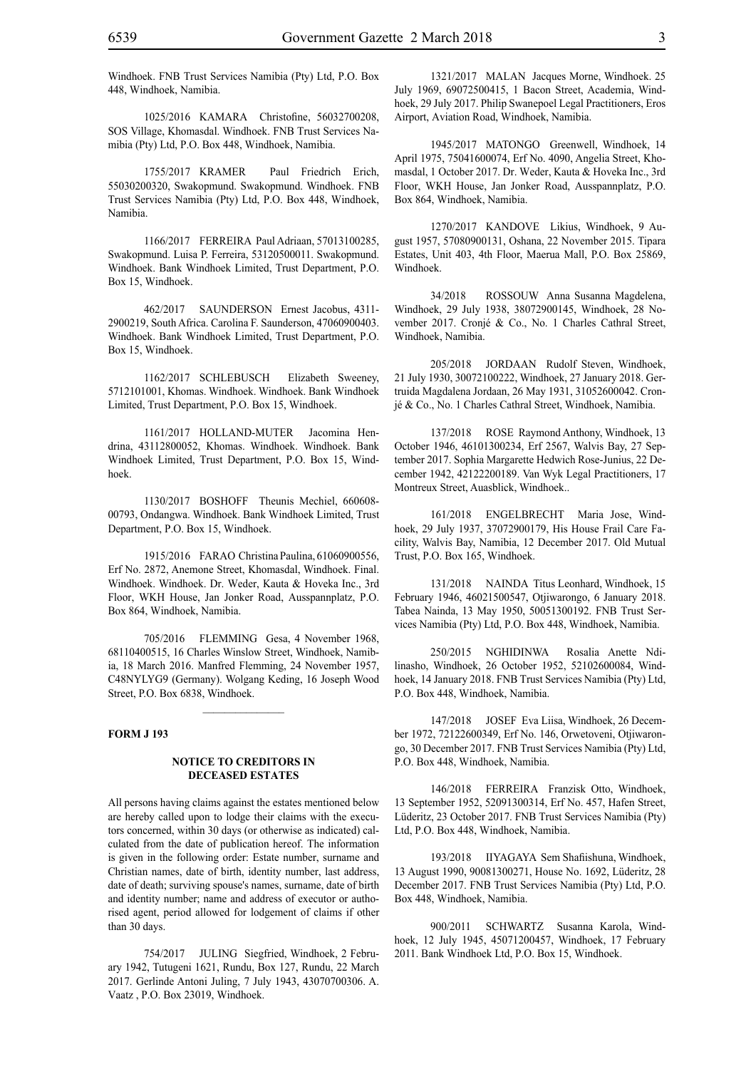Windhoek. FNB Trust Services Namibia (Pty) Ltd, P.O. Box 448, Windhoek, Namibia.

1025/2016 KAMARA Christofine, 56032700208, SOS Village, Khomasdal. Windhoek. FNB Trust Services Namibia (Pty) Ltd, P.O. Box 448, Windhoek, Namibia.

1755/2017 KRAMER Paul Friedrich Erich, 55030200320, Swakopmund. Swakopmund. Windhoek. FNB Trust Services Namibia (Pty) Ltd, P.O. Box 448, Windhoek, Namibia.

1166/2017 FERREIRA Paul Adriaan, 57013100285, Swakopmund. Luisa P. Ferreira, 53120500011. Swakopmund. Windhoek. Bank Windhoek Limited, Trust Department, P.O. Box 15, Windhoek.

462/2017 SAUNDERSON Ernest Jacobus, 4311-2900219, South Africa. Carolina F. Saunderson, 47060900403. Windhoek. Bank Windhoek Limited, Trust Department, P.O. Box 15, Windhoek.

1162/2017 SCHLEBUSCH Elizabeth Sweeney, 5712101001, Khomas. Windhoek. Windhoek. Bank Windhoek Limited, Trust Department, P.O. Box 15, Windhoek.

1161/2017 HOLLAND-MUTER Jacomina Hendrina, 43112800052, Khomas. Windhoek. Windhoek. Bank Windhoek Limited, Trust Department, P.O. Box 15, Windhoek.

1130/2017 BOSHOFF Theunis Mechiel, 660608-00793, Ondangwa. Windhoek. Bank Windhoek Limited, Trust Department, P.O. Box 15, Windhoek.

1915/2016 FARAO Christina Paulina, 61060900556, Erf No. 2872, Anemone Street, Khomasdal, Windhoek. Final. Windhoek. Windhoek. Dr. Weder, Kauta & Hoveka Inc., 3rd Floor, WKH House, Jan Jonker Road, Ausspannplatz, P.O. Box 864, Windhoek, Namibia.

705/2016 FLEMMING Gesa, 4 November 1968, 68110400515, 16 Charles Winslow Street, Windhoek, Namibia, 18 March 2016. Manfred Flemming, 24 November 1957, C48NYLYG9 (Germany). Wolgang Keding, 16 Joseph Wood Street, P.O. Box 6838, Windhoek.

______________

**FORM J 193**

**NOTICE TO CREDITORS IN DECEASED ESTATES**

All persons having claims against the estates mentioned below are hereby called upon to lodge their claims with the executors concerned, within 30 days (or otherwise as indicated) calculated from the date of publication hereof. The information is given in the following order: Estate number, surname and Christian names, date of birth, identity number, last address, date of death; surviving spouse's names, surname, date of birth and identity number; name and address of executor or authorised agent, period allowed for lodgement of claims if other than 30 days.

754/2017 JULING Siegfried, Windhoek, 2 February 1942, Tutugeni 1621, Rundu, Box 127, Rundu, 22 March 2017. Gerlinde Antoni Juling, 7 July 1943, 43070700306. A. Vaatz , P.O. Box 23019, Windhoek.

1321/2017 MALAN Jacques Morne, Windhoek. 25 July 1969, 69072500415, 1 Bacon Street, Academia, Windhoek, 29 July 2017. Philip Swanepoel Legal Practitioners, Eros Airport, Aviation Road, Windhoek, Namibia.

1945/2017 MATONGO Greenwell, Windhoek, 14 April 1975, 75041600074, Erf No. 4090, Angelia Street, Khomasdal, 1 October 2017. Dr. Weder, Kauta & Hoveka Inc., 3rd Floor, WKH House, Jan Jonker Road, Ausspannplatz, P.O. Box 864, Windhoek, Namibia.

1270/2017 KANDOVE Likius, Windhoek, 9 August 1957, 57080900131, Oshana, 22 November 2015. Tipara Estates, Unit 403, 4th Floor, Maerua Mall, P.O. Box 25869, Windhoek.

34/2018 ROSSOUW Anna Susanna Magdelena, Windhoek, 29 July 1938, 38072900145, Windhoek, 28 November 2017. Cronjé & Co., No. 1 Charles Cathral Street, Windhoek, Namibia.

205/2018 JORDAAN Rudolf Steven, Windhoek, 21 July 1930, 30072100222, Windhoek, 27 January 2018. Gertruida Magdalena Jordaan, 26 May 1931, 31052600042. Cronjé & Co., No. 1 Charles Cathral Street, Windhoek, Namibia.

137/2018 ROSE Raymond Anthony, Windhoek, 13 October 1946, 46101300234, Erf 2567, Walvis Bay, 27 September 2017. Sophia Margarette Hedwich Rose-Junius, 22 December 1942, 42122200189. Van Wyk Legal Practitioners, 17 Montreux Street, Auasblick, Windhoek..

161/2018 ENGELBRECHT Maria Jose, Windhoek, 29 July 1937, 37072900179, His House Frail Care Facility, Walvis Bay, Namibia, 12 December 2017. Old Mutual Trust, P.O. Box 165, Windhoek.

131/2018 NAINDA Titus Leonhard, Windhoek, 15 February 1946, 46021500547, Otjiwarongo, 6 January 2018. Tabea Nainda, 13 May 1950, 50051300192. FNB Trust Services Namibia (Pty) Ltd, P.O. Box 448, Windhoek, Namibia.

250/2015 NGHIDINWA Rosalia Anette Ndilinasho, Windhoek, 26 October 1952, 52102600084, Windhoek, 14 January 2018. FNB Trust Services Namibia (Pty) Ltd, P.O. Box 448, Windhoek, Namibia.

147/2018 JOSEF Eva Liisa, Windhoek, 26 December 1972, 72122600349, Erf No. 146, Orwetoveni, Otjiwarongo, 30 December 2017. FNB Trust Services Namibia (Pty) Ltd, P.O. Box 448, Windhoek, Namibia.

146/2018 FERREIRA Franzisk Otto, Windhoek, 13 September 1952, 52091300314, Erf No. 457, Hafen Street, Lüderitz, 23 October 2017. FNB Trust Services Namibia (Pty) Ltd, P.O. Box 448, Windhoek, Namibia.

193/2018 IIYAGAYA Sem Shafiishuna, Windhoek, 13 August 1990, 90081300271, House No. 1692, Lüderitz, 28 December 2017. FNB Trust Services Namibia (Pty) Ltd, P.O. Box 448, Windhoek, Namibia.

900/2011 SCHWARTZ Susanna Karola, Windhoek, 12 July 1945, 45071200457, Windhoek, 17 February 2011. Bank Windhoek Ltd, P.O. Box 15, Windhoek.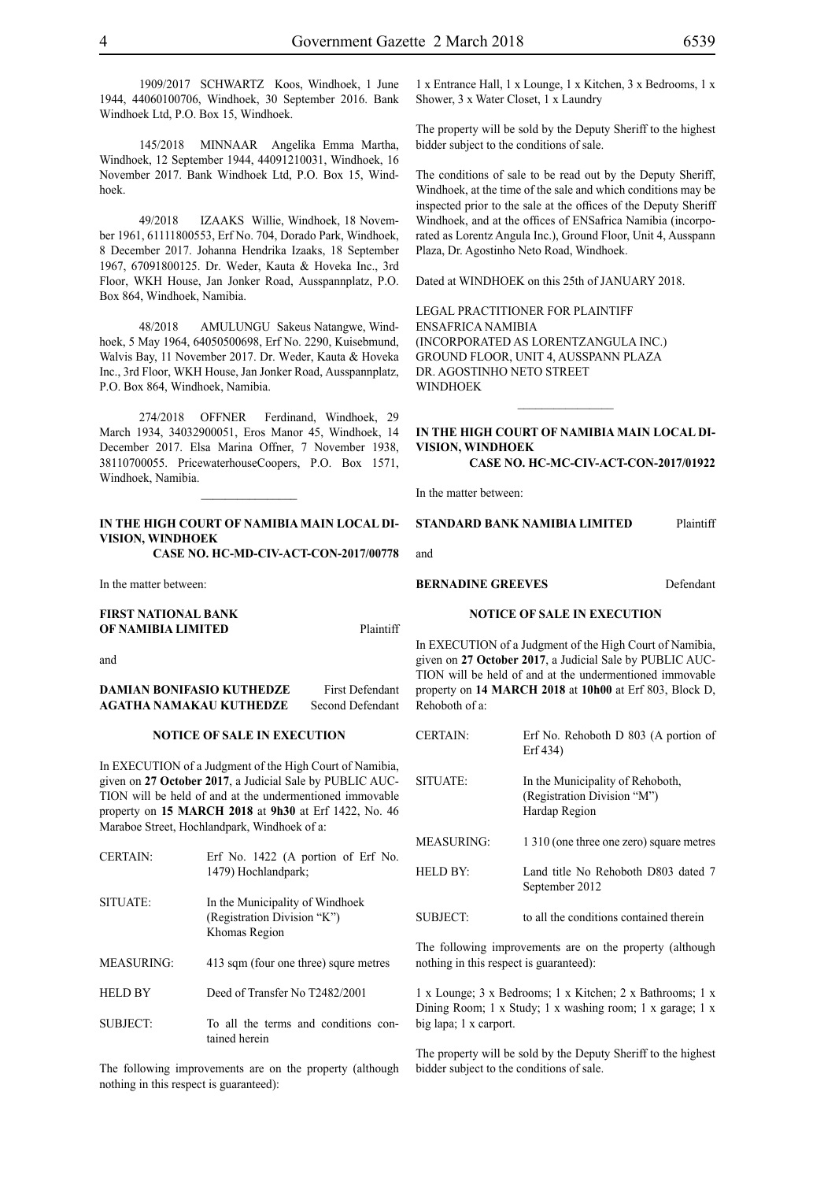1909/2017 SCHWARTZ Koos, Windhoek, 1 June 1944, 44060100706, Windhoek, 30 September 2016. Bank Windhoek Ltd, P.O. Box 15, Windhoek.

145/2018 MINNAAR Angelika Emma Martha, Windhoek, 12 September 1944, 44091210031, Windhoek, 16 November 2017. Bank Windhoek Ltd, P.O. Box 15, Windhoek.

49/2018 IZAAKS Willie, Windhoek, 18 November 1961, 61111800553, Erf No. 704, Dorado Park, Windhoek, 8 December 2017. Johanna Hendrika Izaaks, 18 September 1967, 67091800125. Dr. Weder, Kauta & Hoveka Inc., 3rd Floor, WKH House, Jan Jonker Road, Ausspannplatz, P.O. Box 864, Windhoek, Namibia.

48/2018 AMULUNGU Sakeus Natangwe, Windhoek, 5 May 1964, 64050500698, Erf No. 2290, Kuisebmund, Walvis Bay, 11 November 2017. Dr. Weder, Kauta & Hoveka Inc., 3rd Floor, WKH House, Jan Jonker Road, Ausspannplatz, P.O. Box 864, Windhoek, Namibia.

274/2018 OFFNER Ferdinand, Windhoek, 29 March 1934, 34032900051, Eros Manor 45, Windhoek, 14 December 2017. Elsa Marina Offner, 7 November 1938, 38110700055. PricewaterhouseCoopers, P.O. Box 1571, Windhoek, Namibia.

---

**IN THE HIGH COURT OF NAMIBIA MAIN LOCAL DIVISION, WINDHOEK**
**CASE NO. HC-MD-CIV-ACT-CON-2017/00778**

In the matter between:

**FIRST NATIONAL BANK OF NAMIBIA LIMITED** Plaintiff

and

**DAMIAN BONIFASIO KUTHEDZE** First Defendant
**AGATHA NAMAKAU KUTHEDZE** Second Defendant

**NOTICE OF SALE IN EXECUTION**

In EXECUTION of a Judgment of the High Court of Namibia, given on **27 October 2017**, a Judicial Sale by PUBLIC AUCTION will be held of and at the undermentioned immovable property on **15 MARCH 2018** at **9h30** at Erf 1422, No. 46 Maraboe Street, Hochlandpark, Windhoek of a:

| | |
|---|---|
| CERTAIN: | Erf No. 1422 (A portion of Erf No. 1479) Hochlandpark; |
| SITUATE: | In the Municipality of Windhoek (Registration Division "K") Khomas Region |
| MEASURING: | 413 sqm (four one three) squre metres |
| HELD BY | Deed of Transfer No T2482/2001 |
| SUBJECT: | To all the terms and conditions contained herein |

The following improvements are on the property (although nothing in this respect is guaranteed):

1 x Entrance Hall, 1 x Lounge, 1 x Kitchen, 3 x Bedrooms, 1 x Shower, 3 x Water Closet, 1 x Laundry

The property will be sold by the Deputy Sheriff to the highest bidder subject to the conditions of sale.

The conditions of sale to be read out by the Deputy Sheriff, Windhoek, at the time of the sale and which conditions may be inspected prior to the sale at the offices of the Deputy Sheriff Windhoek, and at the offices of ENSafrica Namibia (incorporated as Lorentz Angula Inc.), Ground Floor, Unit 4, Ausspann Plaza, Dr. Agostinho Neto Road, Windhoek.

Dated at WINDHOEK on this 25th of JANUARY 2018.

LEGAL PRACTITIONER FOR PLAINTIFF
ENSAFRICA NAMIBIA
(INCORPORATED AS LORENTZANGULA INC.)
GROUND FLOOR, UNIT 4, AUSSPANN PLAZA
DR. AGOSTINHO NETO STREET
WINDHOEK

---

**IN THE HIGH COURT OF NAMIBIA MAIN LOCAL DIVISION, WINDHOEK**
**CASE NO. HC-MC-CIV-ACT-CON-2017/01922**

In the matter between:

**STANDARD BANK NAMIBIA LIMITED** Plaintiff

and

**BERNADINE GREEVES** Defendant

**NOTICE OF SALE IN EXECUTION**

In EXECUTION of a Judgment of the High Court of Namibia, given on **27 October 2017**, a Judicial Sale by PUBLIC AUCTION will be held of and at the undermentioned immovable property on **14 MARCH 2018** at **10h00** at Erf 803, Block D, Rehoboth of a:

| | |
|---|---|
| CERTAIN: | Erf No. Rehoboth D 803 (A portion of Erf 434) |
| SITUATE: | In the Municipality of Rehoboth, (Registration Division "M") Hardap Region |
| MEASURING: | 1 310 (one three one zero) square metres |
| HELD BY: | Land title No Rehoboth D803 dated 7 September 2012 |
| SUBJECT: | to all the conditions contained therein |

The following improvements are on the property (although nothing in this respect is guaranteed):

1 x Lounge; 3 x Bedrooms; 1 x Kitchen; 2 x Bathrooms; 1 x Dining Room; 1 x Study; 1 x washing room; 1 x garage; 1 x big lapa; 1 x carport.

The property will be sold by the Deputy Sheriff to the highest bidder subject to the conditions of sale.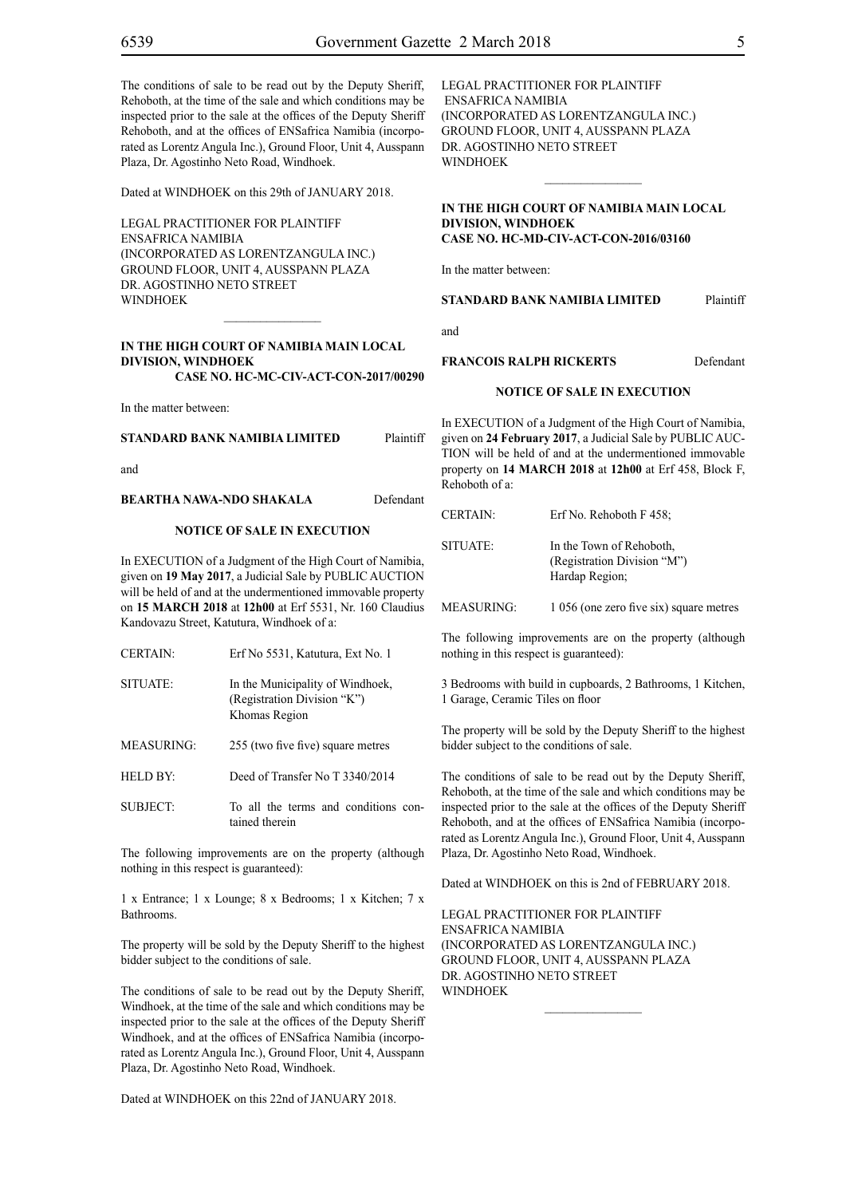The conditions of sale to be read out by the Deputy Sheriff, Rehoboth, at the time of the sale and which conditions may be inspected prior to the sale at the offices of the Deputy Sheriff Rehoboth, and at the offices of ENSafrica Namibia (incorporated as Lorentz Angula Inc.), Ground Floor, Unit 4, Ausspann Plaza, Dr. Agostinho Neto Road, Windhoek.

Dated at WINDHOEK on this 29th of JANUARY 2018.

LEGAL PRACTITIONER FOR PLAINTIFF
ENSAFRICA NAMIBIA
(INCORPORATED AS LORENTZANGULA INC.)
GROUND FLOOR, UNIT 4, AUSSPANN PLAZA
DR. AGOSTINHO NETO STREET
WINDHOEK

---

**IN THE HIGH COURT OF NAMIBIA MAIN LOCAL DIVISION, WINDHOEK**
**CASE NO. HC-MC-CIV-ACT-CON-2017/00290**

In the matter between:

**STANDARD BANK NAMIBIA LIMITED** Plaintiff

and

**BEARTHA NAWA-NDO SHAKALA** Defendant

**NOTICE OF SALE IN EXECUTION**

In EXECUTION of a Judgment of the High Court of Namibia, given on **19 May 2017**, a Judicial Sale by PUBLIC AUCTION will be held of and at the undermentioned immovable property on **15 MARCH 2018** at **12h00** at Erf 5531, Nr. 160 Claudius Kandovazu Street, Katutura, Windhoek of a:

| | |
|---|---|
| CERTAIN: | Erf No 5531, Katutura, Ext No. 1 |
| SITUATE: | In the Municipality of Windhoek, (Registration Division "K") Khomas Region |
| MEASURING: | 255 (two five five) square metres |
| HELD BY: | Deed of Transfer No T 3340/2014 |
| SUBJECT: | To all the terms and conditions contained therein |

The following improvements are on the property (although nothing in this respect is guaranteed):

1 x Entrance; 1 x Lounge; 8 x Bedrooms; 1 x Kitchen; 7 x Bathrooms.

The property will be sold by the Deputy Sheriff to the highest bidder subject to the conditions of sale.

The conditions of sale to be read out by the Deputy Sheriff, Windhoek, at the time of the sale and which conditions may be inspected prior to the sale at the offices of the Deputy Sheriff Windhoek, and at the offices of ENSafrica Namibia (incorporated as Lorentz Angula Inc.), Ground Floor, Unit 4, Ausspann Plaza, Dr. Agostinho Neto Road, Windhoek.

Dated at WINDHOEK on this 22nd of JANUARY 2018.

LEGAL PRACTITIONER FOR PLAINTIFF
ENSAFRICA NAMIBIA
(INCORPORATED AS LORENTZANGULA INC.)
GROUND FLOOR, UNIT 4, AUSSPANN PLAZA
DR. AGOSTINHO NETO STREET
WINDHOEK

---

**IN THE HIGH COURT OF NAMIBIA MAIN LOCAL DIVISION, WINDHOEK**
**CASE NO. HC-MD-CIV-ACT-CON-2016/03160**

In the matter between:

**STANDARD BANK NAMIBIA LIMITED** Plaintiff

and

**FRANCOIS RALPH RICKERTS** Defendant

**NOTICE OF SALE IN EXECUTION**

In EXECUTION of a Judgment of the High Court of Namibia, given on **24 February 2017**, a Judicial Sale by PUBLIC AUCTION will be held of and at the undermentioned immovable property on **14 MARCH 2018** at **12h00** at Erf 458, Block F, Rehoboth of a:

| | |
|---|---|
| CERTAIN: | Erf No. Rehoboth F 458; |
| SITUATE: | In the Town of Rehoboth, (Registration Division "M") Hardap Region; |
| MEASURING: | 1 056 (one zero five six) square metres |

The following improvements are on the property (although nothing in this respect is guaranteed):

3 Bedrooms with build in cupboards, 2 Bathrooms, 1 Kitchen, 1 Garage, Ceramic Tiles on floor

The property will be sold by the Deputy Sheriff to the highest bidder subject to the conditions of sale.

The conditions of sale to be read out by the Deputy Sheriff, Rehoboth, at the time of the sale and which conditions may be inspected prior to the sale at the offices of the Deputy Sheriff Rehoboth, and at the offices of ENSafrica Namibia (incorporated as Lorentz Angula Inc.), Ground Floor, Unit 4, Ausspann Plaza, Dr. Agostinho Neto Road, Windhoek.

Dated at WINDHOEK on this is 2nd of FEBRUARY 2018.

LEGAL PRACTITIONER FOR PLAINTIFF
ENSAFRICA NAMIBIA
(INCORPORATED AS LORENTZANGULA INC.)
GROUND FLOOR, UNIT 4, AUSSPANN PLAZA
DR. AGOSTINHO NETO STREET
WINDHOEK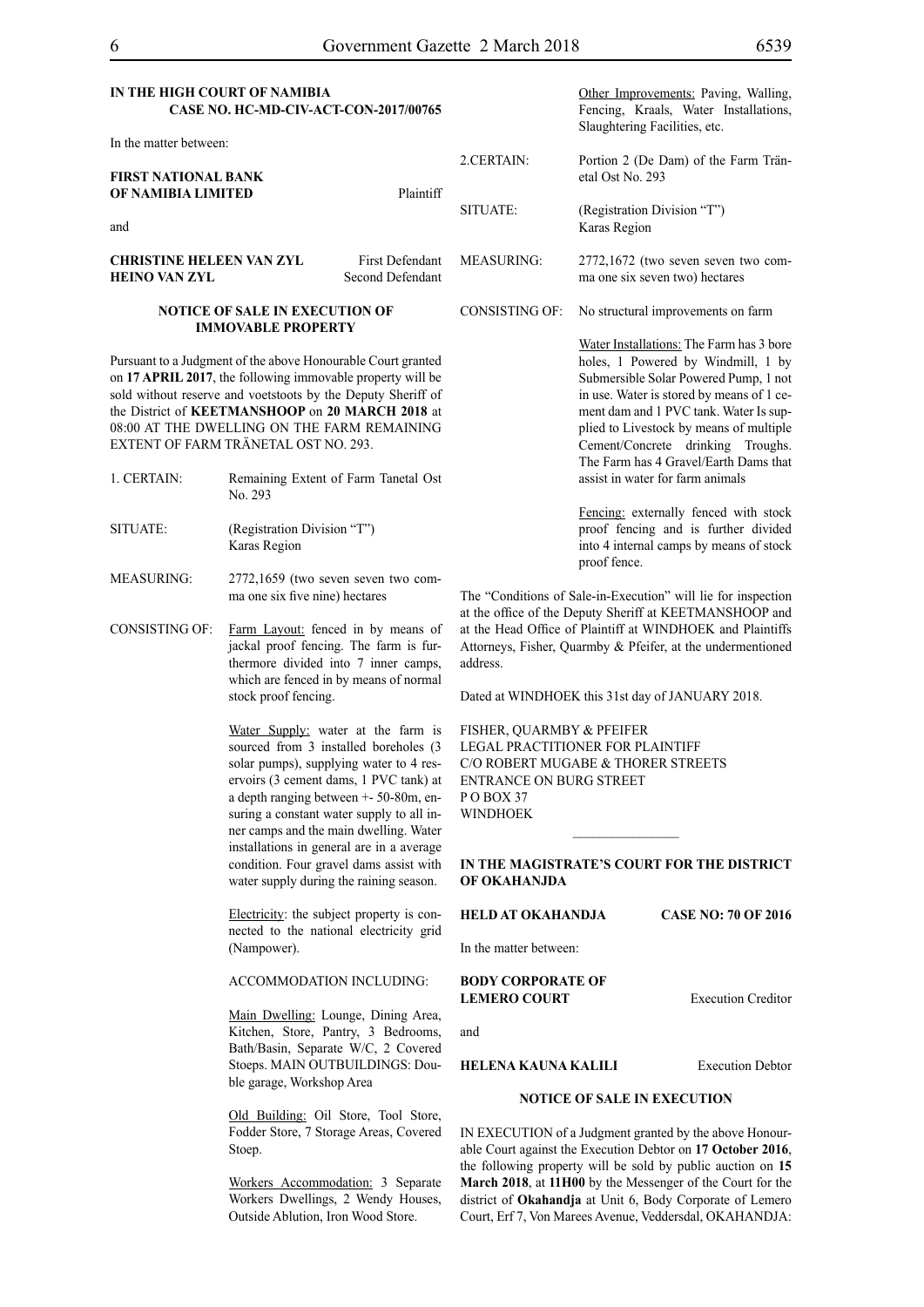**IN THE HIGH COURT OF NAMIBIA**
**CASE NO. HC-MD-CIV-ACT-CON-2017/00765**

In the matter between:

**FIRST NATIONAL BANK OF NAMIBIA LIMITED** Plaintiff

and

**CHRISTINE HELEEN VAN ZYL** First Defendant
**HEINO VAN ZYL** Second Defendant

**NOTICE OF SALE IN EXECUTION OF IMMOVABLE PROPERTY**

Pursuant to a Judgment of the above Honourable Court granted on **17 APRIL 2017**, the following immovable property will be sold without reserve and voetstoots by the Deputy Sheriff of the District of **KEETMANSHOOP** on **20 MARCH 2018** at 08:00 AT THE DWELLING ON THE FARM REMAINING EXTENT OF FARM TRÄNETAL OST NO. 293.

1. CERTAIN: Remaining Extent of Farm Tanetal Ost No. 293

SITUATE: (Registration Division "T") Karas Region

MEASURING: 2772,1659 (two seven seven two comma one six five nine) hectares

CONSISTING OF: Farm Layout: fenced in by means of jackal proof fencing. The farm is furthermore divided into 7 inner camps, which are fenced in by means of normal stock proof fencing.

Water Supply: water at the farm is sourced from 3 installed boreholes (3 solar pumps), supplying water to 4 reservoirs (3 cement dams, 1 PVC tank) at a depth ranging between +- 50-80m, ensuring a constant water supply to all inner camps and the main dwelling. Water installations in general are in a average condition. Four gravel dams assist with water supply during the raining season.

Electricity: the subject property is connected to the national electricity grid (Nampower).

ACCOMMODATION INCLUDING:

Main Dwelling: Lounge, Dining Area, Kitchen, Store, Pantry, 3 Bedrooms, Bath/Basin, Separate W/C, 2 Covered Stoeps. MAIN OUTBUILDINGS: Double garage, Workshop Area

Old Building: Oil Store, Tool Store, Fodder Store, 7 Storage Areas, Covered Stoep.

Workers Accommodation: 3 Separate Workers Dwellings, 2 Wendy Houses, Outside Ablution, Iron Wood Store.

Other Improvements: Paving, Walling, Fencing, Kraals, Water Installations, Slaughtering Facilities, etc.

2. CERTAIN: Portion 2 (De Dam) of the Farm Tränetal Ost No. 293

SITUATE: (Registration Division "T") Karas Region

MEASURING: 2772,1672 (two seven seven two comma one six seven two) hectares

CONSISTING OF: No structural improvements on farm

Water Installations: The Farm has 3 bore holes, 1 Powered by Windmill, 1 by Submersible Solar Powered Pump, 1 not in use. Water is stored by means of 1 cement dam and 1 PVC tank. Water Is supplied to Livestock by means of multiple Cement/Concrete drinking Troughs. The Farm has 4 Gravel/Earth Dams that assist in water for farm animals

Fencing: externally fenced with stock proof fencing and is further divided into 4 internal camps by means of stock proof fence.

The "Conditions of Sale-in-Execution" will lie for inspection at the office of the Deputy Sheriff at KEETMANSHOOP and at the Head Office of Plaintiff at WINDHOEK and Plaintiffs Attorneys, Fisher, Quarmby & Pfeifer, at the undermentioned address.

Dated at WINDHOEK this 31st day of JANUARY 2018.

FISHER, QUARMBY & PFEIFER
LEGAL PRACTITIONER FOR PLAINTIFF
C/O ROBERT MUGABE & THORER STREETS
ENTRANCE ON BURG STREET
P O BOX 37
WINDHOEK

---

**IN THE MAGISTRATE'S COURT FOR THE DISTRICT OF OKAHANJDA**

**HELD AT OKAHANDJA** **CASE NO: 70 OF 2016**

In the matter between:

**BODY CORPORATE OF LEMERO COURT** Execution Creditor

and

**HELENA KAUNA KALILI** Execution Debtor

**NOTICE OF SALE IN EXECUTION**

IN EXECUTION of a Judgment granted by the above Honourable Court against the Execution Debtor on **17 October 2016**, the following property will be sold by public auction on **15 March 2018**, at **11H00** by the Messenger of the Court for the district of **Okahandja** at Unit 6, Body Corporate of Lemero Court, Erf 7, Von Marees Avenue, Veddersdal, OKAHANDJA: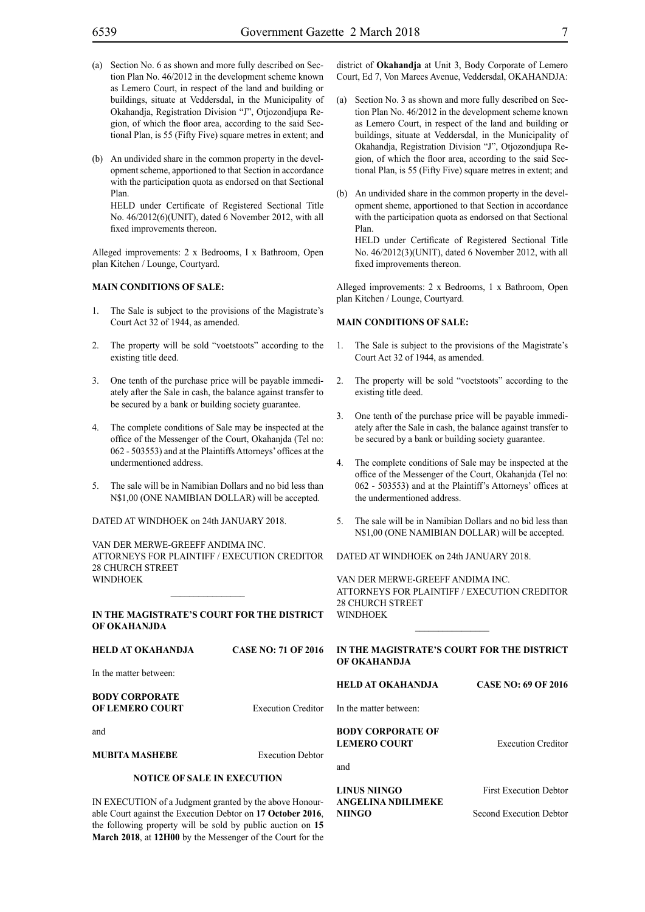(a) Section No. 6 as shown and more fully described on Section Plan No. 46/2012 in the development scheme known as Lemero Court, in respect of the land and building or buildings, situate at Veddersdal, in the Municipality of Okahandja, Registration Division "J", Otjozondjupa Region, of which the floor area, according to the said Sectional Plan, is 55 (Fifty Five) square metres in extent; and

(b) An undivided share in the common property in the development scheme, apportioned to that Section in accordance with the participation quota as endorsed on that Sectional Plan.

HELD under Certificate of Registered Sectional Title No. 46/2012(6)(UNIT), dated 6 November 2012, with all fixed improvements thereon.

Alleged improvements: 2 x Bedrooms, I x Bathroom, Open plan Kitchen / Lounge, Courtyard.

**MAIN CONDITIONS OF SALE:**

1. The Sale is subject to the provisions of the Magistrate's Court Act 32 of 1944, as amended.

2. The property will be sold "voetstoots" according to the existing title deed.

3. One tenth of the purchase price will be payable immediately after the Sale in cash, the balance against transfer to be secured by a bank or building society guarantee.

4. The complete conditions of Sale may be inspected at the office of the Messenger of the Court, Okahanjda (Tel no: 062 - 503553) and at the Plaintiffs Attorneys' offices at the undermentioned address.

5. The sale will be in Namibian Dollars and no bid less than N$1,00 (ONE NAMIBIAN DOLLAR) will be accepted.

DATED AT WINDHOEK on 24th JANUARY 2018.

VAN DER MERWE-GREEFF ANDIMA INC.
ATTORNEYS FOR PLAINTIFF / EXECUTION CREDITOR
28 CHURCH STREET
WINDHOEK

________________

**IN THE MAGISTRATE'S COURT FOR THE DISTRICT OF OKAHANJDA**

**HELD AT OKAHANJDA** **CASE NO: 71 OF 2016**

In the matter between:

**BODY CORPORATE OF LEMERO COURT** Execution Creditor

and

**MUBITA MASHEBE** Execution Debtor

**NOTICE OF SALE IN EXECUTION**

IN EXECUTION of a Judgment granted by the above Honourable Court against the Execution Debtor on **17 October 2016**, the following property will be sold by public auction on **15 March 2018**, at **12H00** by the Messenger of the Court for the district of **Okahandja** at Unit 3, Body Corporate of Lemero Court, Ed 7, Von Marees Avenue, Veddersdal, OKAHANDJA:

(a) Section No. 3 as shown and more fully described on Section Plan No. 46/2012 in the development scheme known as Lemero Court, in respect of the land and building or buildings, situate at Veddersdal, in the Municipality of Okahandja, Registration Division "J", Otjozondjupa Region, of which the floor area, according to the said Sectional Plan, is 55 (Fifty Five) square metres in extent; and

(b) An undivided share in the common property in the development sheme, apportioned to that Section in accordance with the participation quota as endorsed on that Sectional Plan.

HELD under Certificate of Registered Sectional Title No. 46/2012(3)(UNIT), dated 6 November 2012, with all fixed improvements thereon.

Alleged improvements: 2 x Bedrooms, 1 x Bathroom, Open plan Kitchen / Lounge, Courtyard.

**MAIN CONDITIONS OF SALE:**

1. The Sale is subject to the provisions of the Magistrate's Court Act 32 of 1944, as amended.

2. The property will be sold "voetstoots" according to the existing title deed.

3. One tenth of the purchase price will be payable immediately after the Sale in cash, the balance against transfer to be secured by a bank or building society guarantee.

4. The complete conditions of Sale may be inspected at the office of the Messenger of the Court, Okahanjda (Tel no: 062 - 503553) and at the Plaintiff's Attorneys' offices at the undermentioned address.

5. The sale will be in Namibian Dollars and no bid less than N$1,00 (ONE NAMIBIAN DOLLAR) will be accepted.

DATED AT WINDHOEK on 24th JANUARY 2018.

VAN DER MERWE-GREEFF ANDIMA INC.
ATTORNEYS FOR PLAINTIFF / EXECUTION CREDITOR
28 CHURCH STREET
WINDHOEK

________________

**IN THE MAGISTRATE'S COURT FOR THE DISTRICT OF OKAHANDJA**

**HELD AT OKAHANDJA** **CASE NO: 69 OF 2016**

In the matter between:

**BODY CORPORATE OF LEMERO COURT** Execution Creditor

and

**LINUS NIINGO** First Execution Debtor
**ANGELINA NDILIMEKE NIINGO** Second Execution Debtor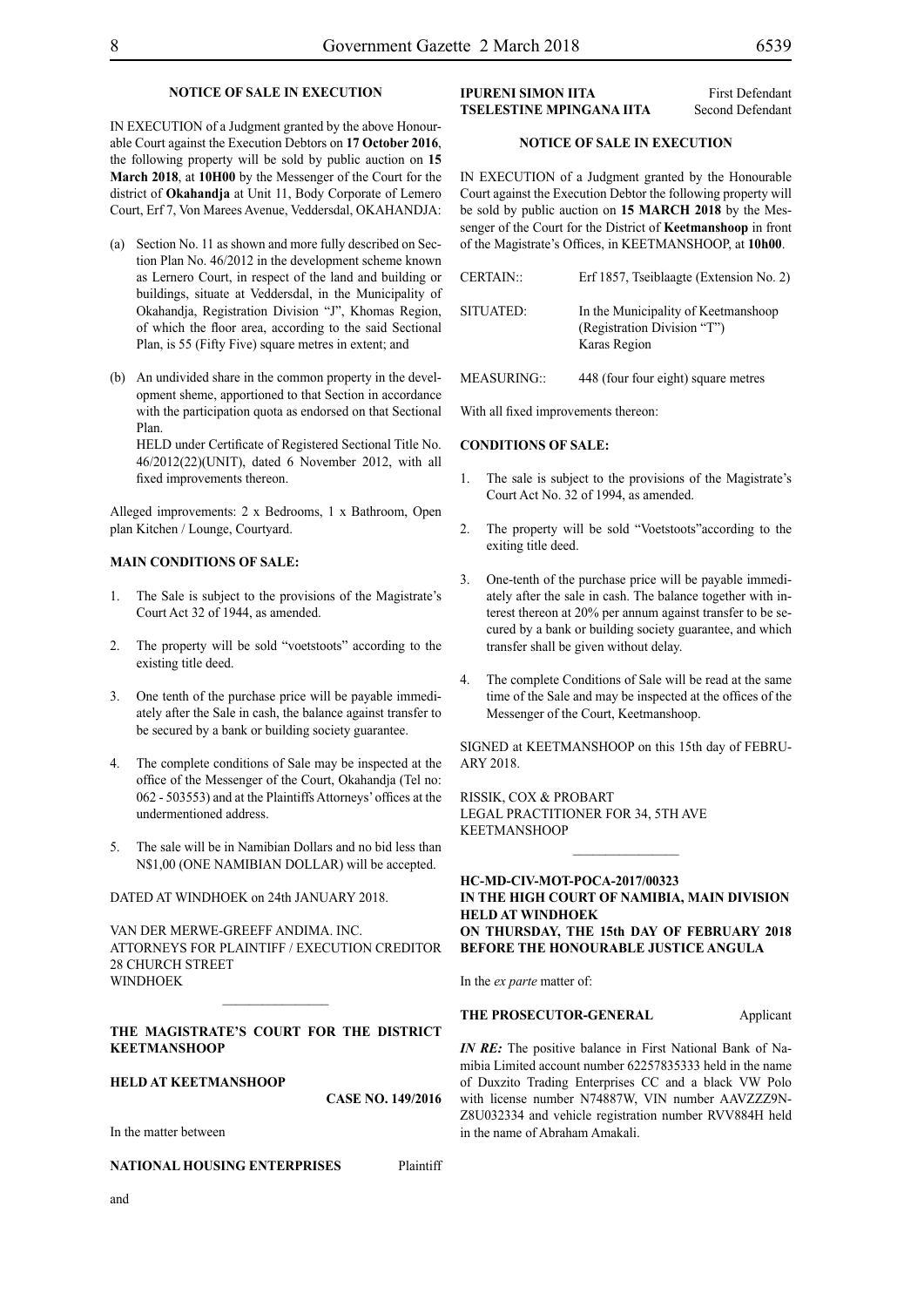## NOTICE OF SALE IN EXECUTION

IN EXECUTION of a Judgment granted by the above Honourable Court against the Execution Debtors on **17 October 2016**, the following property will be sold by public auction on **15 March 2018**, at **10H00** by the Messenger of the Court for the district of **Okahandja** at Unit 11, Body Corporate of Lemero Court, Erf 7, Von Marees Avenue, Veddersdal, OKAHANDJA:

(a) Section No. 11 as shown and more fully described on Section Plan No. 46/2012 in the development scheme known as Lernero Court, in respect of the land and building or buildings, situate at Veddersdal, in the Municipality of Okahandja, Registration Division "J", Khomas Region, of which the floor area, according to the said Sectional Plan, is 55 (Fifty Five) square metres in extent; and

(b) An undivided share in the common property in the development sheme, apportioned to that Section in accordance with the participation quota as endorsed on that Sectional Plan.

HELD under Certificate of Registered Sectional Title No. 46/2012(22)(UNIT), dated 6 November 2012, with all fixed improvements thereon.

Alleged improvements: 2 x Bedrooms, 1 x Bathroom, Open plan Kitchen / Lounge, Courtyard.

**MAIN CONDITIONS OF SALE:**

1. The Sale is subject to the provisions of the Magistrate's Court Act 32 of 1944, as amended.
2. The property will be sold "voetstoots" according to the existing title deed.
3. One tenth of the purchase price will be payable immediately after the Sale in cash, the balance against transfer to be secured by a bank or building society guarantee.
4. The complete conditions of Sale may be inspected at the office of the Messenger of the Court, Okahandja (Tel no: 062 - 503553) and at the Plaintiffs Attorneys' offices at the undermentioned address.
5. The sale will be in Namibian Dollars and no bid less than N$1,00 (ONE NAMIBIAN DOLLAR) will be accepted.

DATED AT WINDHOEK on 24th JANUARY 2018.

VAN DER MERWE-GREEFF ANDIMA. INC.
ATTORNEYS FOR PLAINTIFF / EXECUTION CREDITOR
28 CHURCH STREET
WINDHOEK

---

**THE MAGISTRATE'S COURT FOR THE DISTRICT KEETMANSHOOP**

**HELD AT KEETMANSHOOP**

**CASE NO. 149/2016**

In the matter between

**NATIONAL HOUSING ENTERPRISES** Plaintiff

and

**IPURENI SIMON IITA** First Defendant
**TSELESTINE MPINGANA IITA** Second Defendant

## NOTICE OF SALE IN EXECUTION

IN EXECUTION of a Judgment granted by the Honourable Court against the Execution Debtor the following property will be sold by public auction on **15 MARCH 2018** by the Messenger of the Court for the District of **Keetmanshoop** in front of the Magistrate's Offices, in KEETMANSHOOP, at **10h00**.

| | |
|---|---|
| CERTAIN:: | Erf 1857, Tseiblaagte (Extension No. 2) |
| SITUATED: | In the Municipality of Keetmanshoop (Registration Division "T") Karas Region |
| MEASURING:: | 448 (four four eight) square metres |

With all fixed improvements thereon:

**CONDITIONS OF SALE:**

1. The sale is subject to the provisions of the Magistrate's Court Act No. 32 of 1994, as amended.
2. The property will be sold "Voetstoots"according to the exiting title deed.
3. One-tenth of the purchase price will be payable immediately after the sale in cash. The balance together with interest thereon at 20% per annum against transfer to be secured by a bank or building society guarantee, and which transfer shall be given without delay.
4. The complete Conditions of Sale will be read at the same time of the Sale and may be inspected at the offices of the Messenger of the Court, Keetmanshoop.

SIGNED at KEETMANSHOOP on this 15th day of FEBRUARY 2018.

RISSIK, COX & PROBART
LEGAL PRACTITIONER FOR 34, 5TH AVE
KEETMANSHOOP

---

**HC-MD-CIV-MOT-POCA-2017/00323**
**IN THE HIGH COURT OF NAMIBIA, MAIN DIVISION HELD AT WINDHOEK**
**ON THURSDAY, THE 15th DAY OF FEBRUARY 2018 BEFORE THE HONOURABLE JUSTICE ANGULA**

In the *ex parte* matter of:

**THE PROSECUTOR-GENERAL** Applicant

***IN RE:*** The positive balance in First National Bank of Namibia Limited account number 62257835333 held in the name of Duxzito Trading Enterprises CC and a black VW Polo with license number N74887W, VIN number AAVZZZ9NZ8U032334 and vehicle registration number RVV884H held in the name of Abraham Amakali.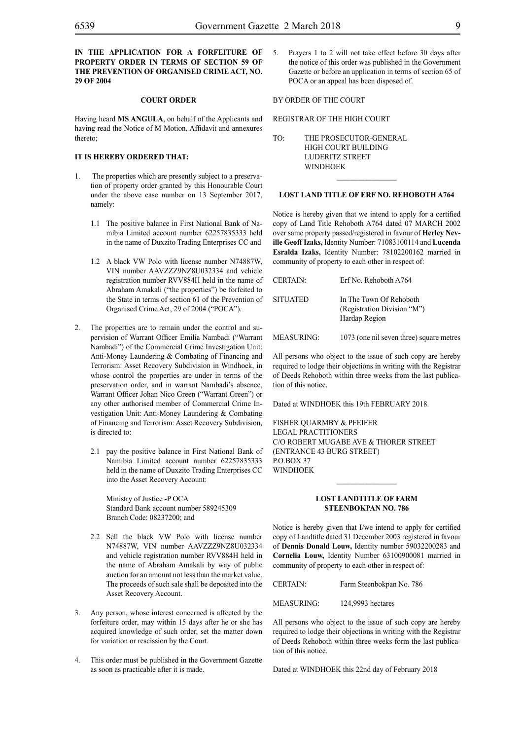**IN THE APPLICATION FOR A FORFEITURE OF PROPERTY ORDER IN TERMS OF SECTION 59 OF THE PREVENTION OF ORGANISED CRIME ACT, NO. 29 OF 2004**

**COURT ORDER**

Having heard **MS ANGULA**, on behalf of the Applicants and having read the Notice of M Motion, Affidavit and annexures thereto;

**IT IS HEREBY ORDERED THAT:**

1. The properties which are presently subject to a preservation of property order granted by this Honourable Court under the above case number on 13 September 2017, namely:

   1.1 The positive balance in First National Bank of Namibia Limited account number 62257835333 held in the name of Duxzito Trading Enterprises CC and

   1.2 A black VW Polo with license number N74887W, VIN number AAVZZZ9NZ8U032334 and vehicle registration number RVV884H held in the name of Abraham Amakali ("the properties") be forfeited to the State in terms of section 61 of the Prevention of Organised Crime Act, 29 of 2004 ("POCA").

2. The properties are to remain under the control and supervision of Warrant Officer Emilia Nambadi ("Warrant Nambadi") of the Commercial Crime Investigation Unit: Anti-Money Laundering & Combating of Financing and Terrorism: Asset Recovery Subdivision in Windhoek, in whose control the properties are under in terms of the preservation order, and in warrant Nambadi's absence, Warrant Officer Johan Nico Green ("Warrant Green") or any other authorised member of Commercial Crime Investigation Unit: Anti-Money Laundering & Combating of Financing and Terrorism: Asset Recovery Subdivision, is directed to:

   2.1 pay the positive balance in First National Bank of Namibia Limited account number 62257835333 held in the name of Duxzito Trading Enterprises CC into the Asset Recovery Account:

   Ministry of Justice -P OCA
   Standard Bank account number 589245309
   Branch Code: 08237200; and

   2.2 Sell the black VW Polo with license number N74887W, VIN number AAVZZZ9NZ8U032334 and vehicle registration number RVV884H held in the name of Abraham Amakali by way of public auction for an amount not less than the market value. The proceeds of such sale shall be deposited into the Asset Recovery Account.

3. Any person, whose interest concerned is affected by the forfeiture order, may within 15 days after he or she has acquired knowledge of such order, set the matter down for variation or rescission by the Court.

4. This order must be published in the Government Gazette as soon as practicable after it is made.

5. Prayers 1 to 2 will not take effect before 30 days after the notice of this order was published in the Government Gazette or before an application in terms of section 65 of POCA or an appeal has been disposed of.

BY ORDER OF THE COURT

REGISTRAR OF THE HIGH COURT

TO: THE PROSECUTOR-GENERAL
HIGH COURT BUILDING
LUDERITZ STREET
WINDHOEK

________________

**LOST LAND TITLE OF ERF NO. REHOBOTH A764**

Notice is hereby given that we intend to apply for a certified copy of Land Title Rehoboth A764 dated 07 MARCH 2002 over same property passed/registered in favour of **Herley Neville Geoff Izaks,** Identity Number: 71083100114 and **Lucenda Esralda Izaks,** Identity Number: 78102200162 married in community of property to each other in respect of:

CERTAIN: Erf No. Rehoboth A764

SITUATED In The Town Of Rehoboth (Registration Division "M") Hardap Region

MEASURING: 1073 (one nil seven three) square metres

All persons who object to the issue of such copy are hereby required to lodge their objections in writing with the Registrar of Deeds Rehoboth within three weeks from the last publication of this notice.

Dated at WINDHOEK this 19th FEBRUARY 2018.

FISHER QUARMBY & PFEIFER
LEGAL PRACTITIONERS
C/O ROBERT MUGABE AVE & THORER STREET
(ENTRANCE 43 BURG STREET)
P.O.BOX 37
WINDHOEK

________________

**LOST LANDTITLE OF FARM STEENBOKPAN NO. 786**

Notice is hereby given that I/we intend to apply for certified copy of Landtitle dated 31 December 2003 registered in favour of **Dennis Donald Louw,** Identity number 59032200283 and **Cornelia Louw,** Identity Number 63100900081 married in community of property to each other in respect of:

CERTAIN: Farm Steenbokpan No. 786

MEASURING: 124,9993 hectares

All persons who object to the issue of such copy are hereby required to lodge their objections in writing with the Registrar of Deeds Rehoboth within three weeks form the last publication of this notice.

Dated at WINDHOEK this 22nd day of February 2018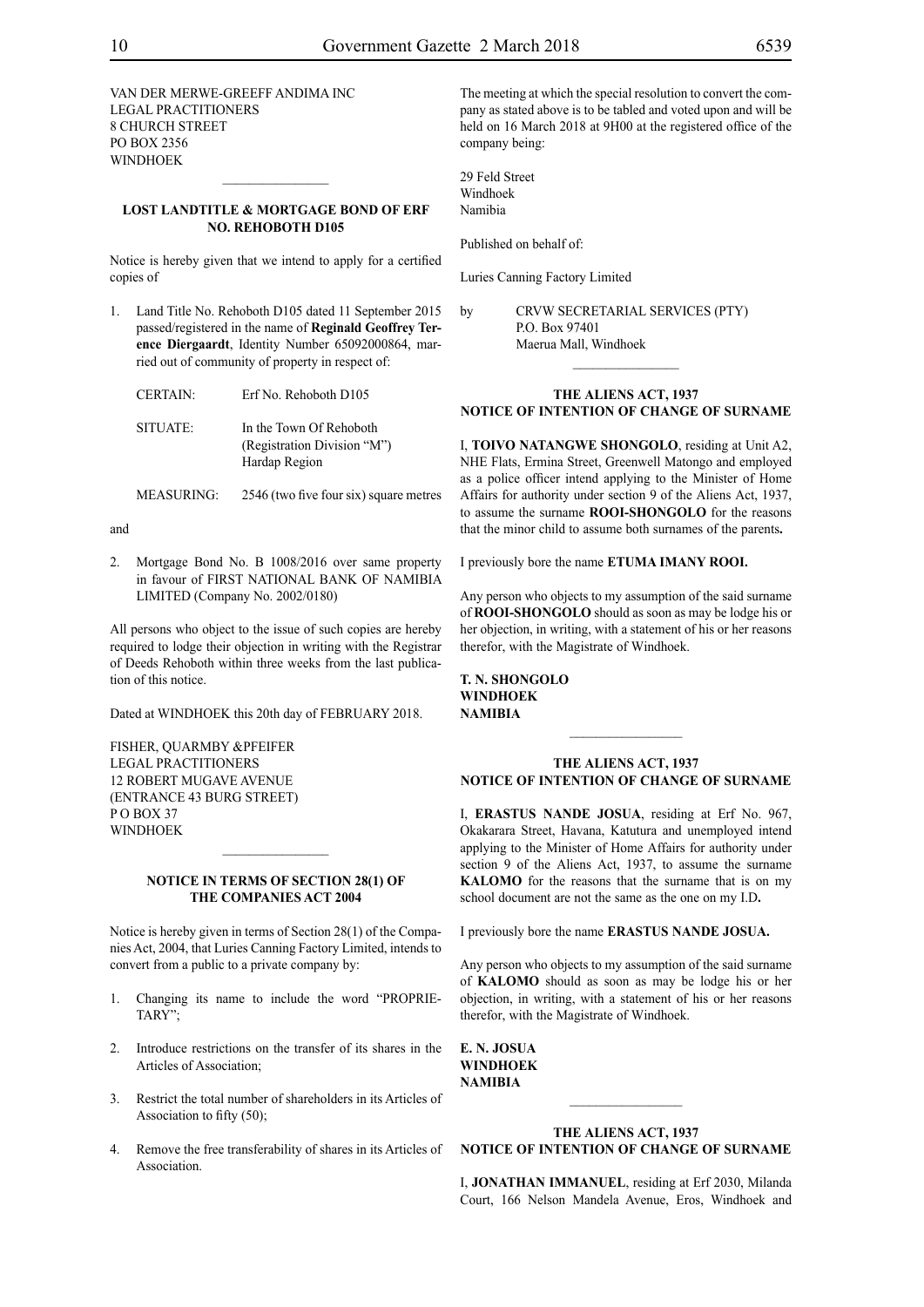VAN DER MERWE-GREEFF ANDIMA INC
LEGAL PRACTITIONERS
8 CHURCH STREET
PO BOX 2356
WINDHOEK

---

**LOST LANDTITLE & MORTGAGE BOND OF ERF NO. REHOBOTH D105**

Notice is hereby given that we intend to apply for a certified copies of

1. Land Title No. Rehoboth D105 dated 11 September 2015 passed/registered in the name of **Reginald Geoffrey Terence Diergaardt**, Identity Number 65092000864, married out of community of property in respect of:

| | |
|---|---|
| CERTAIN: | Erf No. Rehoboth D105 |
| SITUATE: | In the Town Of Rehoboth (Registration Division "M") Hardap Region |
| MEASURING: | 2546 (two five four six) square metres |

and

2. Mortgage Bond No. B 1008/2016 over same property in favour of FIRST NATIONAL BANK OF NAMIBIA LIMITED (Company No. 2002/0180)

All persons who object to the issue of such copies are hereby required to lodge their objection in writing with the Registrar of Deeds Rehoboth within three weeks from the last publication of this notice.

Dated at WINDHOEK this 20th day of FEBRUARY 2018.

FISHER, QUARMBY &PFEIFER
LEGAL PRACTITIONERS
12 ROBERT MUGAVE AVENUE
(ENTRANCE 43 BURG STREET)
P O BOX 37
WINDHOEK

---

**NOTICE IN TERMS OF SECTION 28(1) OF THE COMPANIES ACT 2004**

Notice is hereby given in terms of Section 28(1) of the Companies Act, 2004, that Luries Canning Factory Limited, intends to convert from a public to a private company by:

1. Changing its name to include the word "PROPRIETARY";
2. Introduce restrictions on the transfer of its shares in the Articles of Association;
3. Restrict the total number of shareholders in its Articles of Association to fifty (50);
4. Remove the free transferability of shares in its Articles of Association.

The meeting at which the special resolution to convert the company as stated above is to be tabled and voted upon and will be held on 16 March 2018 at 9H00 at the registered office of the company being:

29 Feld Street
Windhoek
Namibia

Published on behalf of:

Luries Canning Factory Limited

by CRVW SECRETARIAL SERVICES (PTY)
P.O. Box 97401
Maerua Mall, Windhoek

---

**THE ALIENS ACT, 1937**
**NOTICE OF INTENTION OF CHANGE OF SURNAME**

I, **TOIVO NATANGWE SHONGOLO**, residing at Unit A2, NHE Flats, Ermina Street, Greenwell Matongo and employed as a police officer intend applying to the Minister of Home Affairs for authority under section 9 of the Aliens Act, 1937, to assume the surname **ROOI-SHONGOLO** for the reasons that the minor child to assume both surnames of the parents**.**

I previously bore the name **ETUMA IMANY ROOI.**

Any person who objects to my assumption of the said surname of **ROOI-SHONGOLO** should as soon as may be lodge his or her objection, in writing, with a statement of his or her reasons therefor, with the Magistrate of Windhoek.

**T. N. SHONGOLO**
**WINDHOEK**
**NAMIBIA**

---

**THE ALIENS ACT, 1937**
**NOTICE OF INTENTION OF CHANGE OF SURNAME**

I, **ERASTUS NANDE JOSUA**, residing at Erf No. 967, Okakarara Street, Havana, Katutura and unemployed intend applying to the Minister of Home Affairs for authority under section 9 of the Aliens Act, 1937, to assume the surname **KALOMO** for the reasons that the surname that is on my school document are not the same as the one on my I.D**.**

I previously bore the name **ERASTUS NANDE JOSUA.**

Any person who objects to my assumption of the said surname of **KALOMO** should as soon as may be lodge his or her objection, in writing, with a statement of his or her reasons therefor, with the Magistrate of Windhoek.

**E. N. JOSUA**
**WINDHOEK**
**NAMIBIA**

---

**THE ALIENS ACT, 1937**
**NOTICE OF INTENTION OF CHANGE OF SURNAME**

I, **JONATHAN IMMANUEL**, residing at Erf 2030, Milanda Court, 166 Nelson Mandela Avenue, Eros, Windhoek and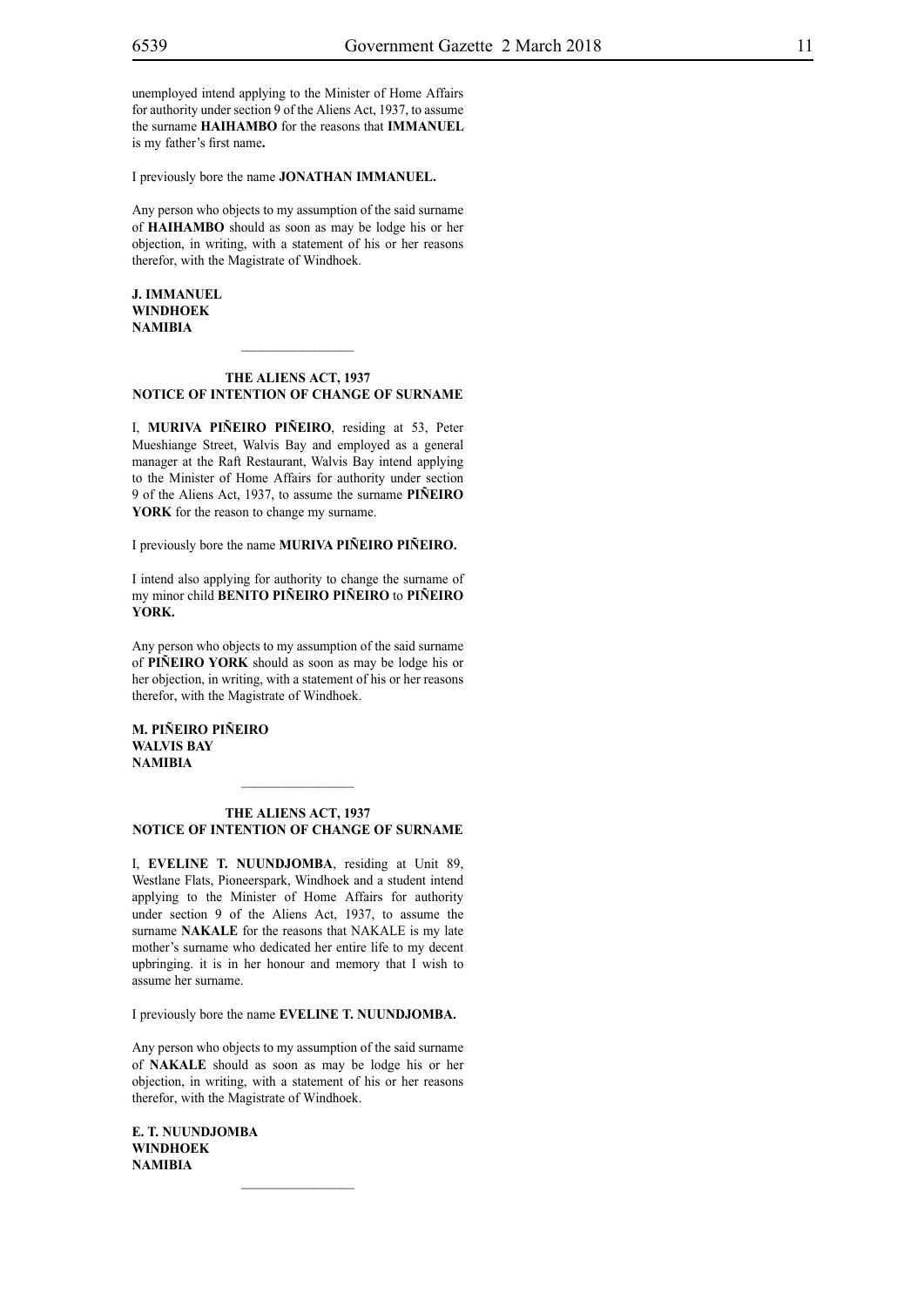unemployed intend applying to the Minister of Home Affairs for authority under section 9 of the Aliens Act, 1937, to assume the surname **HAIHAMBO** for the reasons that **IMMANUEL** is my father's first name**.**

I previously bore the name **JONATHAN IMMANUEL.**

Any person who objects to my assumption of the said surname of **HAIHAMBO** should as soon as may be lodge his or her objection, in writing, with a statement of his or her reasons therefor, with the Magistrate of Windhoek.

**J. IMMANUEL**
**WINDHOEK**
**NAMIBIA**

---

**THE ALIENS ACT, 1937**
**NOTICE OF INTENTION OF CHANGE OF SURNAME**

I, **MURIVA PIÑEIRO PIÑEIRO**, residing at 53, Peter Mueshiange Street, Walvis Bay and employed as a general manager at the Raft Restaurant, Walvis Bay intend applying to the Minister of Home Affairs for authority under section 9 of the Aliens Act, 1937, to assume the surname **PIÑEIRO YORK** for the reason to change my surname.

I previously bore the name **MURIVA PIÑEIRO PIÑEIRO.**

I intend also applying for authority to change the surname of my minor child **BENITO PIÑEIRO PIÑEIRO** to **PIÑEIRO YORK.**

Any person who objects to my assumption of the said surname of **PIÑEIRO YORK** should as soon as may be lodge his or her objection, in writing, with a statement of his or her reasons therefor, with the Magistrate of Windhoek.

**M. PIÑEIRO PIÑEIRO**
**WALVIS BAY**
**NAMIBIA**

---

**THE ALIENS ACT, 1937**
**NOTICE OF INTENTION OF CHANGE OF SURNAME**

I, **EVELINE T. NUUNDJOMBA**, residing at Unit 89, Westlane Flats, Pioneerspark, Windhoek and a student intend applying to the Minister of Home Affairs for authority under section 9 of the Aliens Act, 1937, to assume the surname **NAKALE** for the reasons that NAKALE is my late mother's surname who dedicated her entire life to my decent upbringing. it is in her honour and memory that I wish to assume her surname.

I previously bore the name **EVELINE T. NUUNDJOMBA.**

Any person who objects to my assumption of the said surname of **NAKALE** should as soon as may be lodge his or her objection, in writing, with a statement of his or her reasons therefor, with the Magistrate of Windhoek.

**E. T. NUUNDJOMBA**
**WINDHOEK**
**NAMIBIA**

---